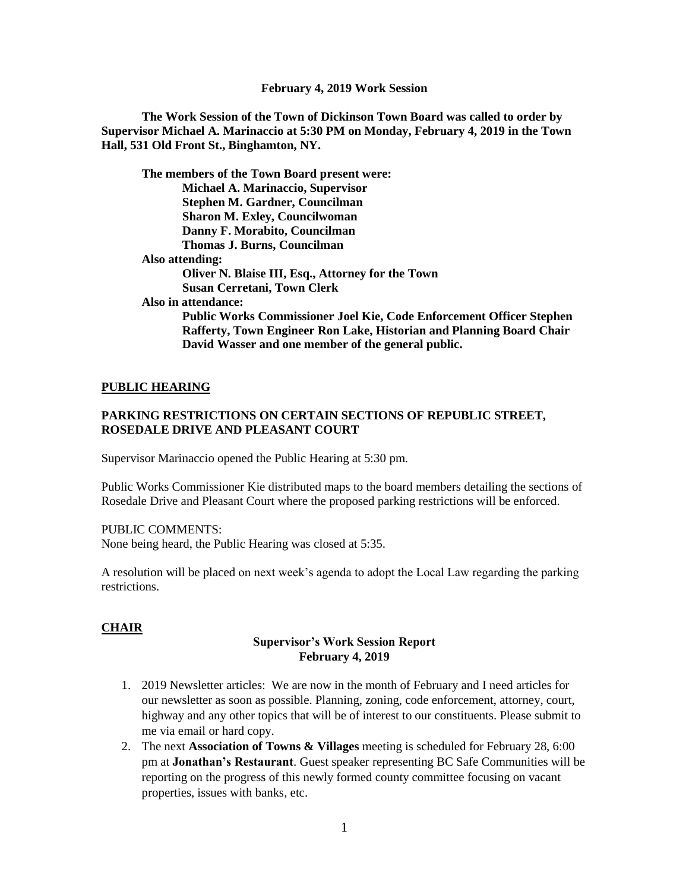**February 4, 2019 Work Session**

**The Work Session of the Town of Dickinson Town Board was called to order by Supervisor Michael A. Marinaccio at 5:30 PM on Monday, February 4, 2019 in the Town Hall, 531 Old Front St., Binghamton, NY.**

**The members of the Town Board present were:**
**Michael A. Marinaccio, Supervisor**
**Stephen M. Gardner, Councilman**
**Sharon M. Exley, Councilwoman**
**Danny F. Morabito, Councilman**
**Thomas J. Burns, Councilman**

**Also attending:**
**Oliver N. Blaise III, Esq., Attorney for the Town**
**Susan Cerretani, Town Clerk**

**Also in attendance:**
**Public Works Commissioner Joel Kie, Code Enforcement Officer Stephen Rafferty, Town Engineer Ron Lake, Historian and Planning Board Chair David Wasser and one member of the general public.**

## PUBLIC HEARING

### PARKING RESTRICTIONS ON CERTAIN SECTIONS OF REPUBLIC STREET, ROSEDALE DRIVE AND PLEASANT COURT

Supervisor Marinaccio opened the Public Hearing at 5:30 pm.

Public Works Commissioner Kie distributed maps to the board members detailing the sections of Rosedale Drive and Pleasant Court where the proposed parking restrictions will be enforced.

PUBLIC COMMENTS:
None being heard, the Public Hearing was closed at 5:35.

A resolution will be placed on next week's agenda to adopt the Local Law regarding the parking restrictions.

## CHAIR

**Supervisor's Work Session Report**
**February 4, 2019**

1. 2019 Newsletter articles: We are now in the month of February and I need articles for our newsletter as soon as possible. Planning, zoning, code enforcement, attorney, court, highway and any other topics that will be of interest to our constituents. Please submit to me via email or hard copy.
2. The next **Association of Towns & Villages** meeting is scheduled for February 28, 6:00 pm at **Jonathan's Restaurant**. Guest speaker representing BC Safe Communities will be reporting on the progress of this newly formed county committee focusing on vacant properties, issues with banks, etc.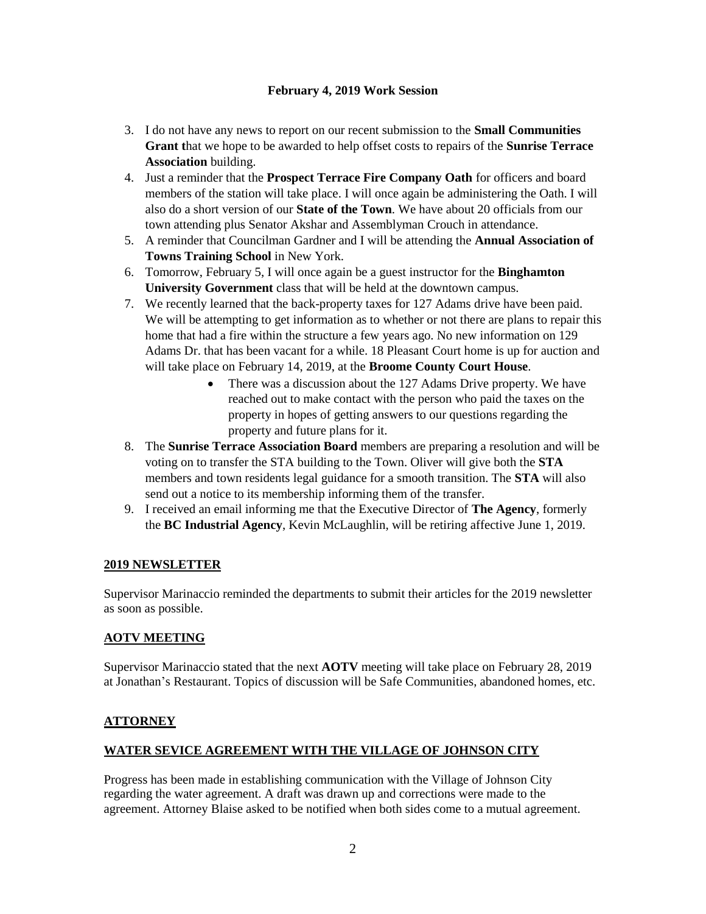**February 4, 2019 Work Session**

3. I do not have any news to report on our recent submission to the **Small Communities Grant t**hat we hope to be awarded to help offset costs to repairs of the **Sunrise Terrace Association** building.
4. Just a reminder that the **Prospect Terrace Fire Company Oath** for officers and board members of the station will take place. I will once again be administering the Oath. I will also do a short version of our **State of the Town**. We have about 20 officials from our town attending plus Senator Akshar and Assemblyman Crouch in attendance.
5. A reminder that Councilman Gardner and I will be attending the **Annual Association of Towns Training School** in New York.
6. Tomorrow, February 5, I will once again be a guest instructor for the **Binghamton University Government** class that will be held at the downtown campus.
7. We recently learned that the back-property taxes for 127 Adams drive have been paid. We will be attempting to get information as to whether or not there are plans to repair this home that had a fire within the structure a few years ago. No new information on 129 Adams Dr. that has been vacant for a while. 18 Pleasant Court home is up for auction and will take place on February 14, 2019, at the **Broome County Court House**.
    - There was a discussion about the 127 Adams Drive property. We have reached out to make contact with the person who paid the taxes on the property in hopes of getting answers to our questions regarding the property and future plans for it.
8. The **Sunrise Terrace Association Board** members are preparing a resolution and will be voting on to transfer the STA building to the Town. Oliver will give both the **STA** members and town residents legal guidance for a smooth transition. The **STA** will also send out a notice to its membership informing them of the transfer.
9. I received an email informing me that the Executive Director of **The Agency**, formerly the **BC Industrial Agency**, Kevin McLaughlin, will be retiring affective June 1, 2019.

## 2019 NEWSLETTER

Supervisor Marinaccio reminded the departments to submit their articles for the 2019 newsletter as soon as possible.

## AOTV MEETING

Supervisor Marinaccio stated that the next **AOTV** meeting will take place on February 28, 2019 at Jonathan's Restaurant. Topics of discussion will be Safe Communities, abandoned homes, etc.

## ATTORNEY

## WATER SEVICE AGREEMENT WITH THE VILLAGE OF JOHNSON CITY

Progress has been made in establishing communication with the Village of Johnson City regarding the water agreement. A draft was drawn up and corrections were made to the agreement. Attorney Blaise asked to be notified when both sides come to a mutual agreement.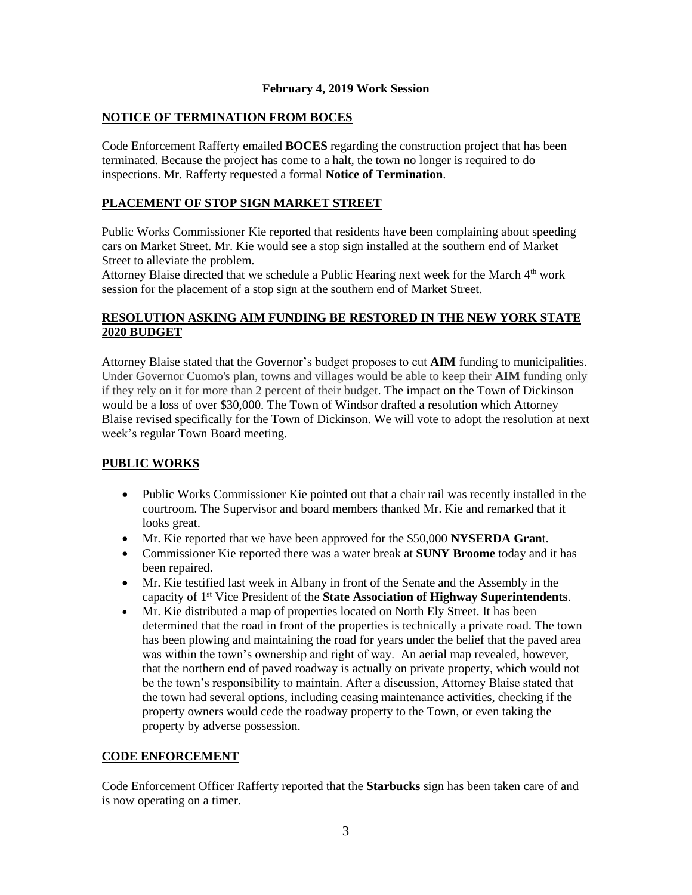**February 4, 2019 Work Session**

## NOTICE OF TERMINATION FROM BOCES

Code Enforcement Rafferty emailed **BOCES** regarding the construction project that has been terminated. Because the project has come to a halt, the town no longer is required to do inspections. Mr. Rafferty requested a formal **Notice of Termination**.

## PLACEMENT OF STOP SIGN MARKET STREET

Public Works Commissioner Kie reported that residents have been complaining about speeding cars on Market Street. Mr. Kie would see a stop sign installed at the southern end of Market Street to alleviate the problem.

Attorney Blaise directed that we schedule a Public Hearing next week for the March 4th work session for the placement of a stop sign at the southern end of Market Street.

## RESOLUTION ASKING AIM FUNDING BE RESTORED IN THE NEW YORK STATE 2020 BUDGET

Attorney Blaise stated that the Governor's budget proposes to cut **AIM** funding to municipalities. Under Governor Cuomo's plan, towns and villages would be able to keep their **AIM** funding only if they rely on it for more than 2 percent of their budget. The impact on the Town of Dickinson would be a loss of over $30,000. The Town of Windsor drafted a resolution which Attorney Blaise revised specifically for the Town of Dickinson. We will vote to adopt the resolution at next week's regular Town Board meeting.

## PUBLIC WORKS

- Public Works Commissioner Kie pointed out that a chair rail was recently installed in the courtroom. The Supervisor and board members thanked Mr. Kie and remarked that it looks great.
- Mr. Kie reported that we have been approved for the $50,000 **NYSERDA Gran**t.
- Commissioner Kie reported there was a water break at **SUNY Broome** today and it has been repaired.
- Mr. Kie testified last week in Albany in front of the Senate and the Assembly in the capacity of 1st Vice President of the **State Association of Highway Superintendents**.
- Mr. Kie distributed a map of properties located on North Ely Street. It has been determined that the road in front of the properties is technically a private road. The town has been plowing and maintaining the road for years under the belief that the paved area was within the town's ownership and right of way. An aerial map revealed, however, that the northern end of paved roadway is actually on private property, which would not be the town's responsibility to maintain. After a discussion, Attorney Blaise stated that the town had several options, including ceasing maintenance activities, checking if the property owners would cede the roadway property to the Town, or even taking the property by adverse possession.

## CODE ENFORCEMENT

Code Enforcement Officer Rafferty reported that the **Starbucks** sign has been taken care of and is now operating on a timer.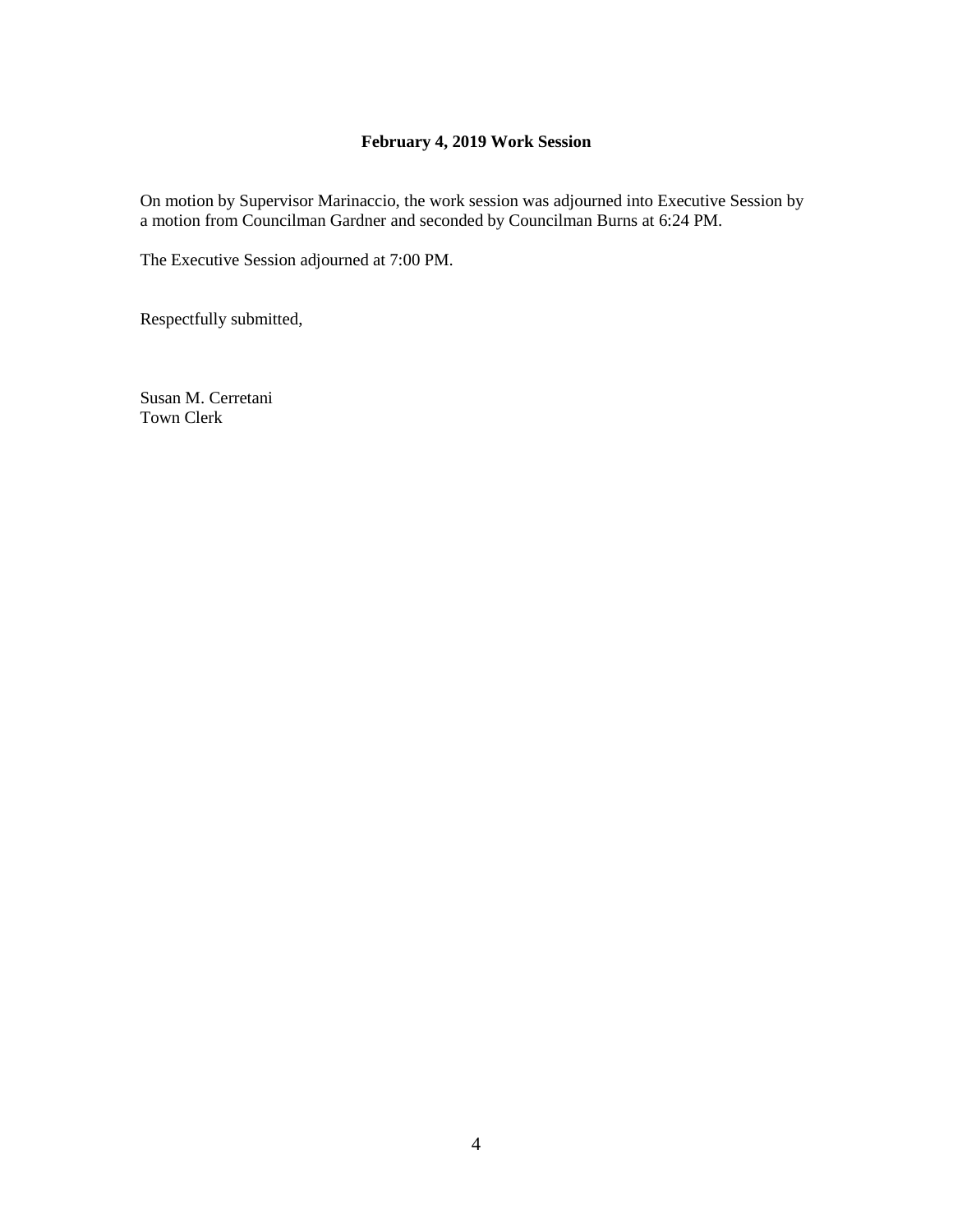**February 4, 2019 Work Session**

On motion by Supervisor Marinaccio, the work session was adjourned into Executive Session by a motion from Councilman Gardner and seconded by Councilman Burns at 6:24 PM.

The Executive Session adjourned at 7:00 PM.

Respectfully submitted,

Susan M. Cerretani
Town Clerk